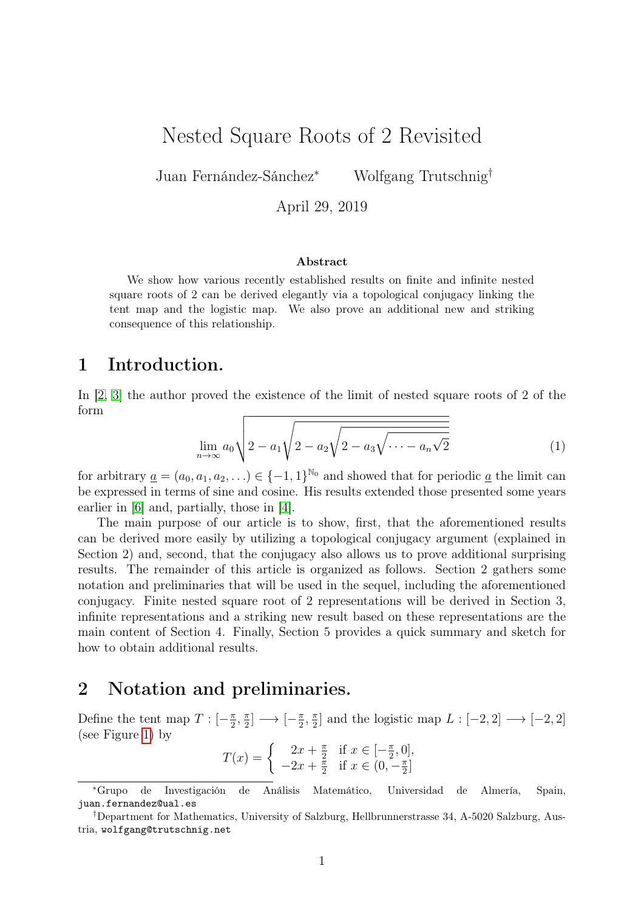# Nested Square Roots of 2 Revisited

Juan Fernández-Sánchez* Wolfgang Trutschnig†

April 29, 2019

### Abstract

We show how various recently established results on finite and infinite nested square roots of 2 can be derived elegantly via a topological conjugacy linking the tent map and the logistic map. We also prove an additional new and striking consequence of this relationship.

## 1 Introduction.

In [2, 3] the author proved the existence of the limit of nested square roots of 2 of the form

$$\lim_{n\to\infty} a_0\sqrt{2 - a_1\sqrt{2 - a_2\sqrt{2 - a_3\sqrt{\cdots - a_n\sqrt{2}}}}} \tag{1}$$

for arbitrary $\underline{a} = (a_0, a_1, a_2, \ldots) \in \{-1, 1\}^{\mathbb{N}_0}$ and showed that for periodic $\underline{a}$ the limit can be expressed in terms of sine and cosine. His results extended those presented some years earlier in [6] and, partially, those in [4].

The main purpose of our article is to show, first, that the aforementioned results can be derived more easily by utilizing a topological conjugacy argument (explained in Section 2) and, second, that the conjugacy also allows us to prove additional surprising results. The remainder of this article is organized as follows. Section 2 gathers some notation and preliminaries that will be used in the sequel, including the aforementioned conjugacy. Finite nested square root of 2 representations will be derived in Section 3, infinite representations and a striking new result based on these representations are the main content of Section 4. Finally, Section 5 provides a quick summary and sketch for how to obtain additional results.

## 2 Notation and preliminaries.

Define the tent map $T : [-\frac{\pi}{2}, \frac{\pi}{2}] \longrightarrow [-\frac{\pi}{2}, \frac{\pi}{2}]$ and the logistic map $L : [-2, 2] \longrightarrow [-2, 2]$ (see Figure 1) by

$$T(x) = \begin{cases} 2x + \frac{\pi}{2} & \text{if } x \in [-\frac{\pi}{2}, 0], \\ -2x + \frac{\pi}{2} & \text{if } x \in (0, -\frac{\pi}{2}] \end{cases}$$

---

*Grupo de Investigación de Análisis Matemático, Universidad de Almería, Spain, juan.fernandez@ual.es

†Department for Mathematics, University of Salzburg, Hellbrunnerstrasse 34, A-5020 Salzburg, Austria, wolfgang@trutschnig.net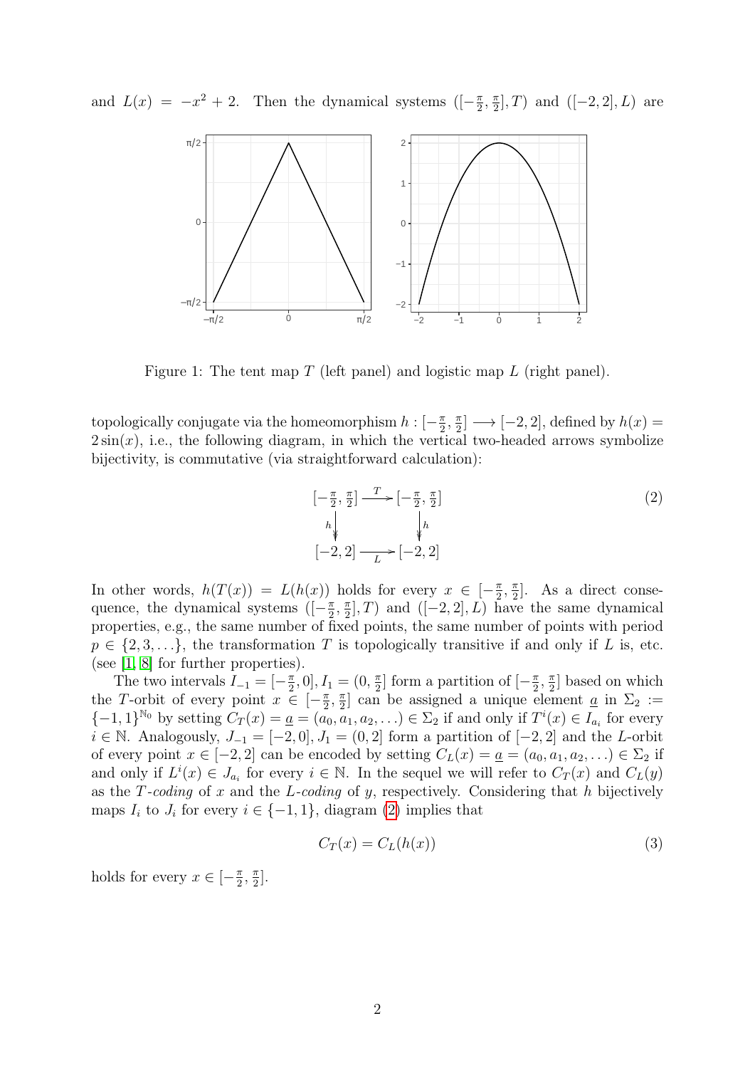and $L(x) = -x^2 + 2$. Then the dynamical systems $([-\frac{\pi}{2}, \frac{\pi}{2}], T)$ and $([-2, 2], L)$ are

Figure 1: The tent map $T$ (left panel) and logistic map $L$ (right panel).

topologically conjugate via the homeomorphism $h : [-\frac{\pi}{2}, \frac{\pi}{2}] \longrightarrow [-2, 2]$, defined by $h(x) = 2\sin(x)$, i.e., the following diagram, in which the vertical two-headed arrows symbolize bijectivity, is commutative (via straightforward calculation):

$$
\begin{array}{ccc}
[-\frac{\pi}{2}, \frac{\pi}{2}] & \xrightarrow{T} & [-\frac{\pi}{2}, \frac{\pi}{2}] \\
{\scriptstyle h}\downarrow & & \downarrow{\scriptstyle h} \\
[-2, 2] & \xrightarrow[L]{} & [-2, 2]
\end{array}
\tag{2}
$$

In other words, $h(T(x)) = L(h(x))$ holds for every $x \in [-\frac{\pi}{2}, \frac{\pi}{2}]$. As a direct consequence, the dynamical systems $([-\frac{\pi}{2}, \frac{\pi}{2}], T)$ and $([-2, 2], L)$ have the same dynamical properties, e.g., the same number of fixed points, the same number of points with period $p \in \{2, 3, \ldots\}$, the transformation $T$ is topologically transitive if and only if $L$ is, etc. (see [1, 8] for further properties).

The two intervals $I_{-1} = [-\frac{\pi}{2}, 0], I_1 = (0, \frac{\pi}{2}]$ form a partition of $[-\frac{\pi}{2}, \frac{\pi}{2}]$ based on which the $T$-orbit of every point $x \in [-\frac{\pi}{2}, \frac{\pi}{2}]$ can be assigned a unique element $\underline{a}$ in $\Sigma_2 := \{-1, 1\}^{\mathbb{N}_0}$ by setting $C_T(x) = \underline{a} = (a_0, a_1, a_2, \ldots) \in \Sigma_2$ if and only if $T^i(x) \in I_{a_i}$ for every $i \in \mathbb{N}$. Analogously, $J_{-1} = [-2, 0], J_1 = (0, 2]$ form a partition of $[-2, 2]$ and the $L$-orbit of every point $x \in [-2, 2]$ can be encoded by setting $C_L(x) = \underline{a} = (a_0, a_1, a_2, \ldots) \in \Sigma_2$ if and only if $L^i(x) \in J_{a_i}$ for every $i \in \mathbb{N}$. In the sequel we will refer to $C_T(x)$ and $C_L(y)$ as the *T-coding* of $x$ and the *L-coding* of $y$, respectively. Considering that $h$ bijectively maps $I_i$ to $J_i$ for every $i \in \{-1, 1\}$, diagram (2) implies that

$$
C_T(x) = C_L(h(x)) \tag{3}
$$

holds for every $x \in [-\frac{\pi}{2}, \frac{\pi}{2}]$.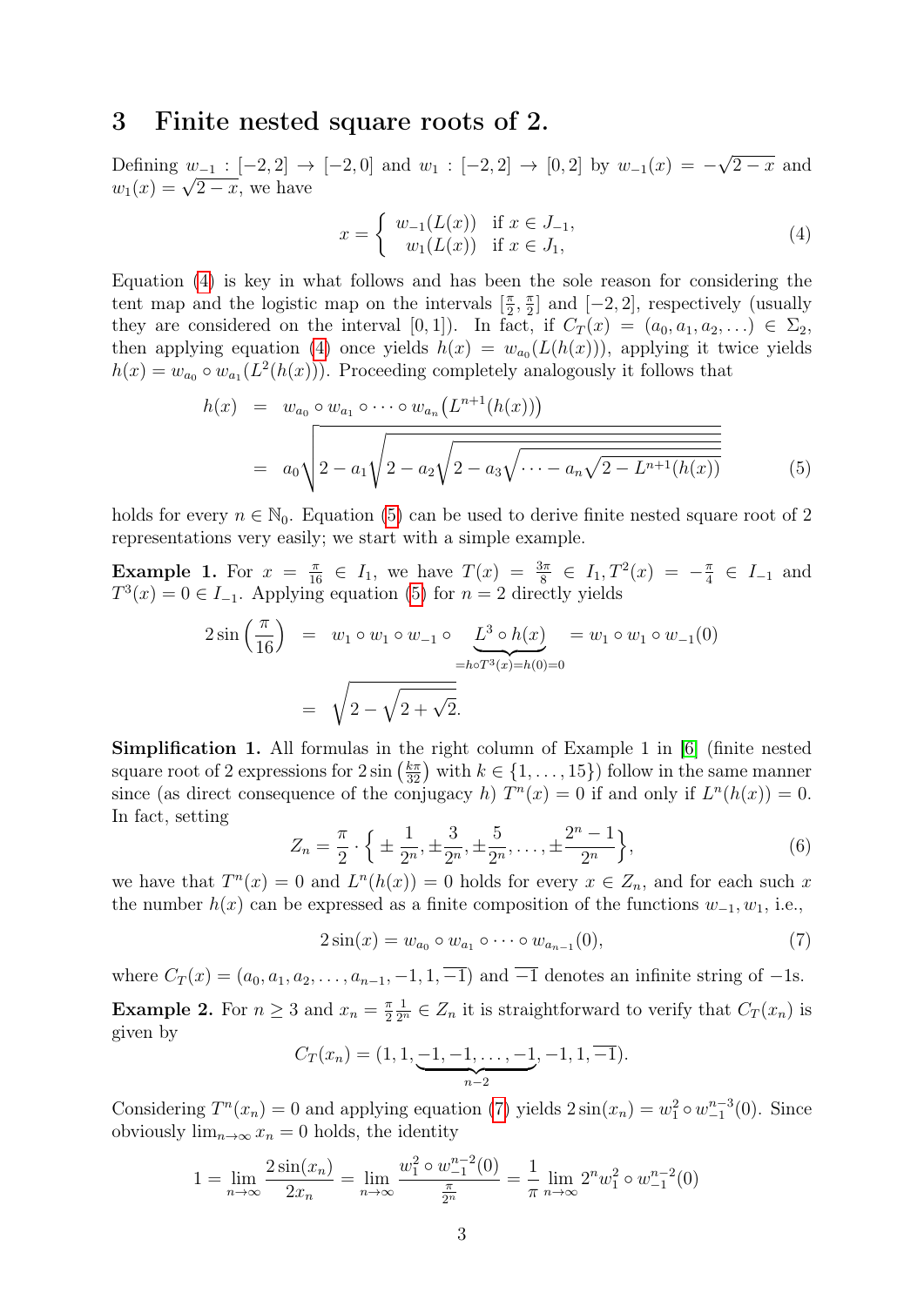## 3 Finite nested square roots of 2.

Defining $w_{-1} : [-2, 2] \to [-2, 0]$ and $w_1 : [-2, 2] \to [0, 2]$ by $w_{-1}(x) = -\sqrt{2-x}$ and $w_1(x) = \sqrt{2-x}$, we have

$$x = \begin{cases} w_{-1}(L(x)) & \text{if } x \in J_{-1}, \\ w_1(L(x)) & \text{if } x \in J_1, \end{cases} \tag{4}$$

Equation (4) is key in what follows and has been the sole reason for considering the tent map and the logistic map on the intervals $[\frac{\pi}{2}, \frac{\pi}{2}]$ and $[-2, 2]$, respectively (usually they are considered on the interval $[0, 1]$). In fact, if $C_T(x) = (a_0, a_1, a_2, \ldots) \in \Sigma_2$, then applying equation (4) once yields $h(x) = w_{a_0}(L(h(x)))$, applying it twice yields $h(x) = w_{a_0} \circ w_{a_1}(L^2(h(x)))$. Proceeding completely analogously it follows that

$$\begin{aligned} h(x) &= w_{a_0} \circ w_{a_1} \circ \cdots \circ w_{a_n}\big(L^{n+1}(h(x))\big) \\ &= a_0\sqrt{2 - a_1\sqrt{2 - a_2\sqrt{2 - a_3\sqrt{\cdots - a_n\sqrt{2 - L^{n+1}(h(x))}}}}} \end{aligned} \tag{5}$$

holds for every $n \in \mathbb{N}_0$. Equation (5) can be used to derive finite nested square root of 2 representations very easily; we start with a simple example.

**Example 1.** For $x = \frac{\pi}{16} \in I_1$, we have $T(x) = \frac{3\pi}{8} \in I_1, T^2(x) = -\frac{\pi}{4} \in I_{-1}$ and $T^3(x) = 0 \in I_{-1}$. Applying equation (5) for $n = 2$ directly yields

$$\begin{aligned} 2\sin\left(\frac{\pi}{16}\right) &= w_1 \circ w_1 \circ w_{-1} \circ \underbrace{L^3 \circ h(x)}_{=h \circ T^3(x) = h(0) = 0} = w_1 \circ w_1 \circ w_{-1}(0) \\ &= \sqrt{2 - \sqrt{2 + \sqrt{2}}}. \end{aligned}$$

**Simplification 1.** All formulas in the right column of Example 1 in [6] (finite nested square root of 2 expressions for $2\sin\left(\frac{k\pi}{32}\right)$ with $k \in \{1, \ldots, 15\}$) follow in the same manner since (as direct consequence of the conjugacy $h$) $T^n(x) = 0$ if and only if $L^n(h(x)) = 0$. In fact, setting

$$Z_n = \frac{\pi}{2} \cdot \Big\{ \pm\frac{1}{2^n}, \pm\frac{3}{2^n}, \pm\frac{5}{2^n}, \ldots, \pm\frac{2^n - 1}{2^n} \Big\}, \tag{6}$$

we have that $T^n(x) = 0$ and $L^n(h(x)) = 0$ holds for every $x \in Z_n$, and for each such $x$ the number $h(x)$ can be expressed as a finite composition of the functions $w_{-1}, w_1$, i.e.,

$$2\sin(x) = w_{a_0} \circ w_{a_1} \circ \cdots \circ w_{a_{n-1}}(0), \tag{7}$$

where $C_T(x) = (a_0, a_1, a_2, \ldots, a_{n-1}, -1, 1, \overline{-1})$ and $\overline{-1}$ denotes an infinite string of $-1$s.

**Example 2.** For $n \geq 3$ and $x_n = \frac{\pi}{2}\frac{1}{2^n} \in Z_n$ it is straightforward to verify that $C_T(x_n)$ is given by

$$C_T(x_n) = (1, 1, \underbrace{-1, -1, \ldots, -1}_{n-2}, -1, 1, \overline{-1}).$$

Considering $T^n(x_n) = 0$ and applying equation (7) yields $2\sin(x_n) = w_1^2 \circ w_{-1}^{n-3}(0)$. Since obviously $\lim_{n\to\infty} x_n = 0$ holds, the identity

$$1 = \lim_{n\to\infty} \frac{2\sin(x_n)}{2x_n} = \lim_{n\to\infty} \frac{w_1^2 \circ w_{-1}^{n-2}(0)}{\frac{\pi}{2^n}} = \frac{1}{\pi} \lim_{n\to\infty} 2^n w_1^2 \circ w_{-1}^{n-2}(0)$$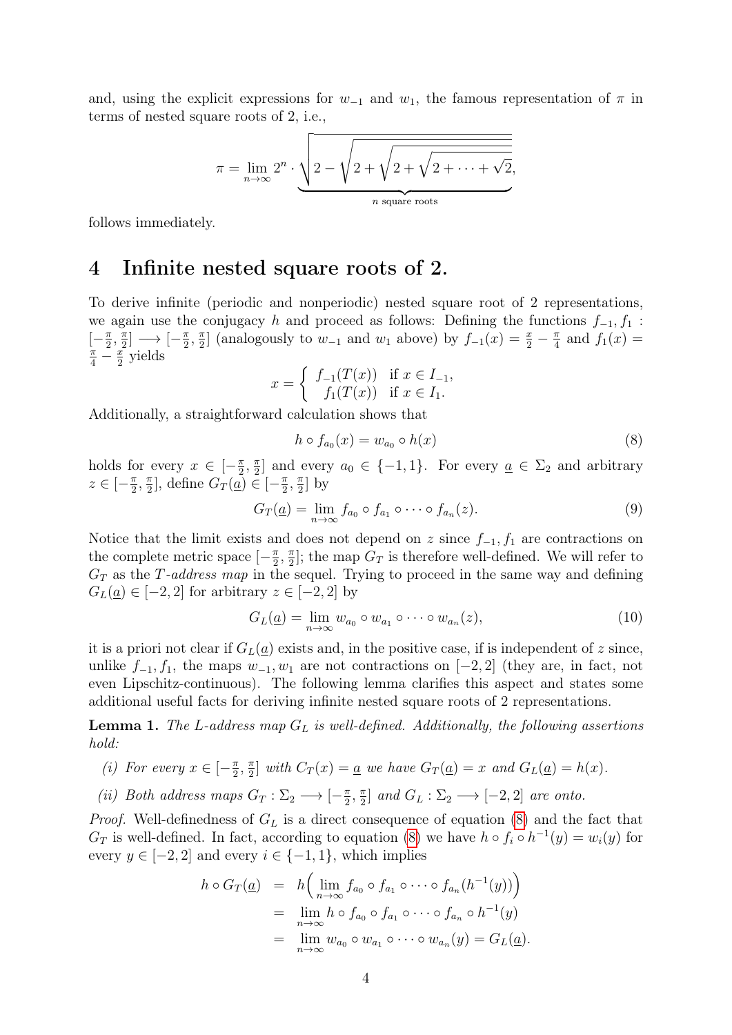and, using the explicit expressions for $w_{-1}$ and $w_1$, the famous representation of $\pi$ in terms of nested square roots of 2, i.e.,

$$\pi = \lim_{n\to\infty} 2^n \cdot \underbrace{\sqrt{2 - \sqrt{2 + \sqrt{2 + \sqrt{2 + \cdots + \sqrt{2}}}}}}_{n \text{ square roots}},$$

follows immediately.

# 4 Infinite nested square roots of 2.

To derive infinite (periodic and nonperiodic) nested square root of 2 representations, we again use the conjugacy $h$ and proceed as follows: Defining the functions $f_{-1}, f_1 : [-\frac{\pi}{2}, \frac{\pi}{2}] \longrightarrow [-\frac{\pi}{2}, \frac{\pi}{2}]$ (analogously to $w_{-1}$ and $w_1$ above) by $f_{-1}(x) = \frac{x}{2} - \frac{\pi}{4}$ and $f_1(x) = \frac{\pi}{4} - \frac{x}{2}$ yields

$$x = \begin{cases} f_{-1}(T(x)) & \text{if } x \in I_{-1}, \\ f_1(T(x)) & \text{if } x \in I_1. \end{cases}$$

Additionally, a straightforward calculation shows that

$$h \circ f_{a_0}(x) = w_{a_0} \circ h(x) \tag{8}$$

holds for every $x \in [-\frac{\pi}{2}, \frac{\pi}{2}]$ and every $a_0 \in \{-1, 1\}$. For every $\underline{a} \in \Sigma_2$ and arbitrary $z \in [-\frac{\pi}{2}, \frac{\pi}{2}]$, define $G_T(\underline{a}) \in [-\frac{\pi}{2}, \frac{\pi}{2}]$ by

$$G_T(\underline{a}) = \lim_{n\to\infty} f_{a_0} \circ f_{a_1} \circ \cdots \circ f_{a_n}(z). \tag{9}$$

Notice that the limit exists and does not depend on $z$ since $f_{-1}, f_1$ are contractions on the complete metric space $[-\frac{\pi}{2}, \frac{\pi}{2}]$; the map $G_T$ is therefore well-defined. We will refer to $G_T$ as the *T-address map* in the sequel. Trying to proceed in the same way and defining $G_L(\underline{a}) \in [-2, 2]$ for arbitrary $z \in [-2, 2]$ by

$$G_L(\underline{a}) = \lim_{n\to\infty} w_{a_0} \circ w_{a_1} \circ \cdots \circ w_{a_n}(z), \tag{10}$$

it is a priori not clear if $G_L(\underline{a})$ exists and, in the positive case, if is independent of $z$ since, unlike $f_{-1}, f_1$, the maps $w_{-1}, w_1$ are not contractions on $[-2, 2]$ (they are, in fact, not even Lipschitz-continuous). The following lemma clarifies this aspect and states some additional useful facts for deriving infinite nested square roots of 2 representations.

**Lemma 1.** *The L-address map $G_L$ is well-defined. Additionally, the following assertions hold:*

*(i) For every $x \in [-\frac{\pi}{2}, \frac{\pi}{2}]$ with $C_T(x) = \underline{a}$ we have $G_T(\underline{a}) = x$ and $G_L(\underline{a}) = h(x)$.*

*(ii) Both address maps $G_T : \Sigma_2 \longrightarrow [-\frac{\pi}{2}, \frac{\pi}{2}]$ and $G_L : \Sigma_2 \longrightarrow [-2, 2]$ are onto.*

*Proof.* Well-definedness of $G_L$ is a direct consequence of equation (8) and the fact that $G_T$ is well-defined. In fact, according to equation (8) we have $h \circ f_i \circ h^{-1}(y) = w_i(y)$ for every $y \in [-2, 2]$ and every $i \in \{-1, 1\}$, which implies

$$\begin{aligned} h \circ G_T(\underline{a}) &= h\Big(\lim_{n\to\infty} f_{a_0} \circ f_{a_1} \circ \cdots \circ f_{a_n}(h^{-1}(y))\Big) \\ &= \lim_{n\to\infty} h \circ f_{a_0} \circ f_{a_1} \circ \cdots \circ f_{a_n} \circ h^{-1}(y) \\ &= \lim_{n\to\infty} w_{a_0} \circ w_{a_1} \circ \cdots \circ w_{a_n}(y) = G_L(\underline{a}). \end{aligned}$$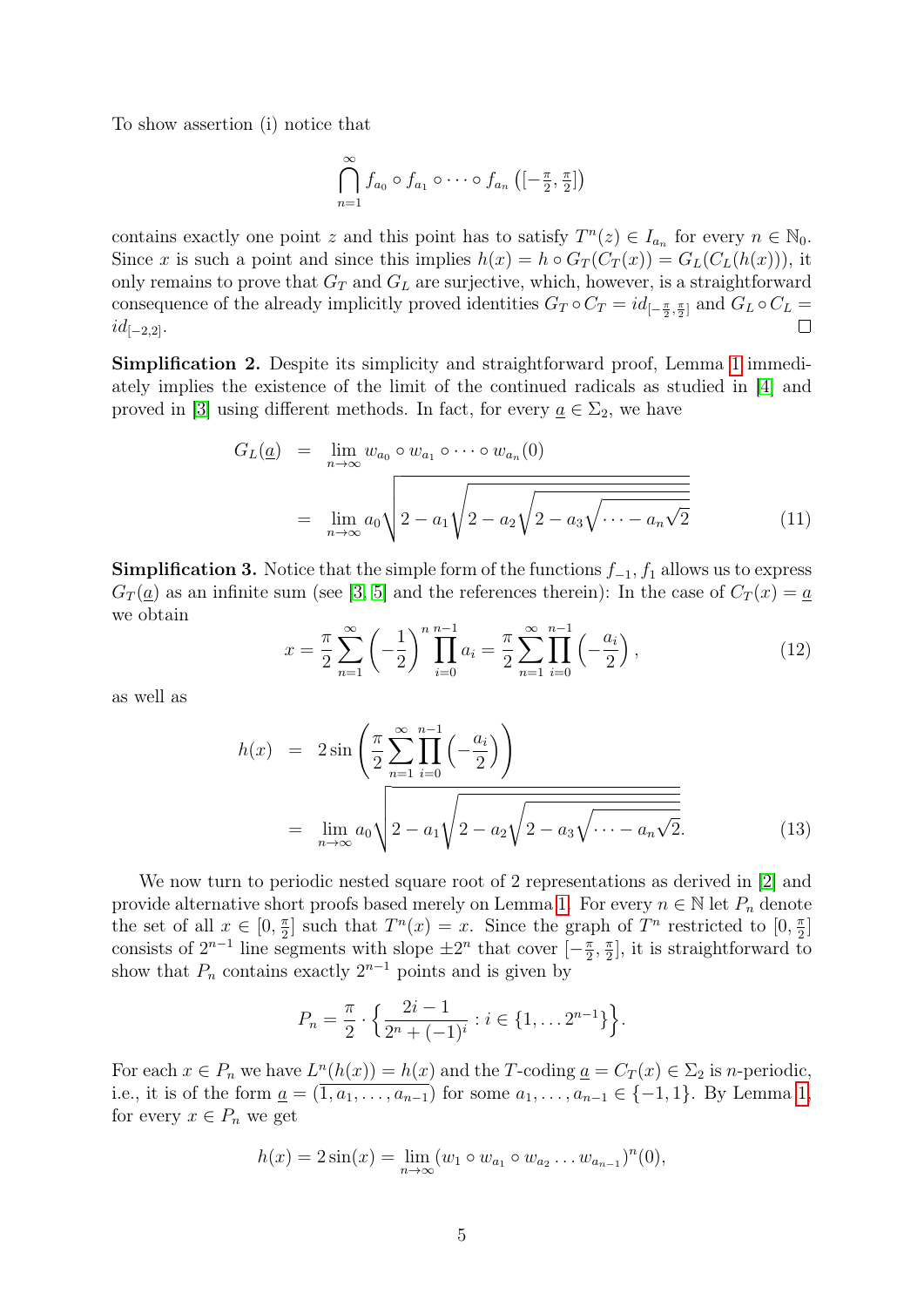To show assertion (i) notice that

$$\bigcap_{n=1}^{\infty} f_{a_0} \circ f_{a_1} \circ \cdots \circ f_{a_n} \left([-\tfrac{\pi}{2}, \tfrac{\pi}{2}]\right)$$

contains exactly one point $z$ and this point has to satisfy $T^n(z) \in I_{a_n}$ for every $n \in \mathbb{N}_0$. Since $x$ is such a point and since this implies $h(x) = h \circ G_T(C_T(x)) = G_L(C_L(h(x)))$, it only remains to prove that $G_T$ and $G_L$ are surjective, which, however, is a straightforward consequence of the already implicitly proved identities $G_T \circ C_T = id_{[-\frac{\pi}{2}, \frac{\pi}{2}]}$ and $G_L \circ C_L = id_{[-2,2]}$. □

**Simplification 2.** Despite its simplicity and straightforward proof, Lemma 1 immediately implies the existence of the limit of the continued radicals as studied in [4] and proved in [3] using different methods. In fact, for every $\underline{a} \in \Sigma_2$, we have

$$\begin{aligned} G_L(\underline{a}) &= \lim_{n\to\infty} w_{a_0} \circ w_{a_1} \circ \cdots \circ w_{a_n}(0) \\ &= \lim_{n\to\infty} a_0 \sqrt{2 - a_1 \sqrt{2 - a_2 \sqrt{2 - a_3 \sqrt{\cdots - a_n \sqrt{2}}}}} \end{aligned} \tag{11}$$

**Simplification 3.** Notice that the simple form of the functions $f_{-1}, f_1$ allows us to express $G_T(\underline{a})$ as an infinite sum (see [3, 5] and the references therein): In the case of $C_T(x) = \underline{a}$ we obtain

$$x = \frac{\pi}{2} \sum_{n=1}^{\infty} \left(-\frac{1}{2}\right)^n \prod_{i=0}^{n-1} a_i = \frac{\pi}{2} \sum_{n=1}^{\infty} \prod_{i=0}^{n-1} \left(-\frac{a_i}{2}\right), \tag{12}$$

as well as

$$\begin{aligned} h(x) &= 2 \sin \left( \frac{\pi}{2} \sum_{n=1}^{\infty} \prod_{i=0}^{n-1} \left(-\frac{a_i}{2}\right) \right) \\ &= \lim_{n\to\infty} a_0 \sqrt{2 - a_1 \sqrt{2 - a_2 \sqrt{2 - a_3 \sqrt{\cdots - a_n \sqrt{2}}}}}. \end{aligned} \tag{13}$$

We now turn to periodic nested square root of 2 representations as derived in [2] and provide alternative short proofs based merely on Lemma 1. For every $n \in \mathbb{N}$ let $P_n$ denote the set of all $x \in [0, \frac{\pi}{2}]$ such that $T^n(x) = x$. Since the graph of $T^n$ restricted to $[0, \frac{\pi}{2}]$ consists of $2^{n-1}$ line segments with slope $\pm 2^n$ that cover $[-\frac{\pi}{2}, \frac{\pi}{2}]$, it is straightforward to show that $P_n$ contains exactly $2^{n-1}$ points and is given by

$$P_n = \frac{\pi}{2} \cdot \Big\{ \frac{2i-1}{2^n + (-1)^i} : i \in \{1, \ldots 2^{n-1}\} \Big\}.$$

For each $x \in P_n$ we have $L^n(h(x)) = h(x)$ and the $T$-coding $\underline{a} = C_T(x) \in \Sigma_2$ is $n$-periodic, i.e., it is of the form $\underline{a} = (\overline{1, a_1, \ldots, a_{n-1}})$ for some $a_1, \ldots, a_{n-1} \in \{-1, 1\}$. By Lemma 1, for every $x \in P_n$ we get

$$h(x) = 2\sin(x) = \lim_{n\to\infty} (w_1 \circ w_{a_1} \circ w_{a_2} \ldots w_{a_{n-1}})^n(0),$$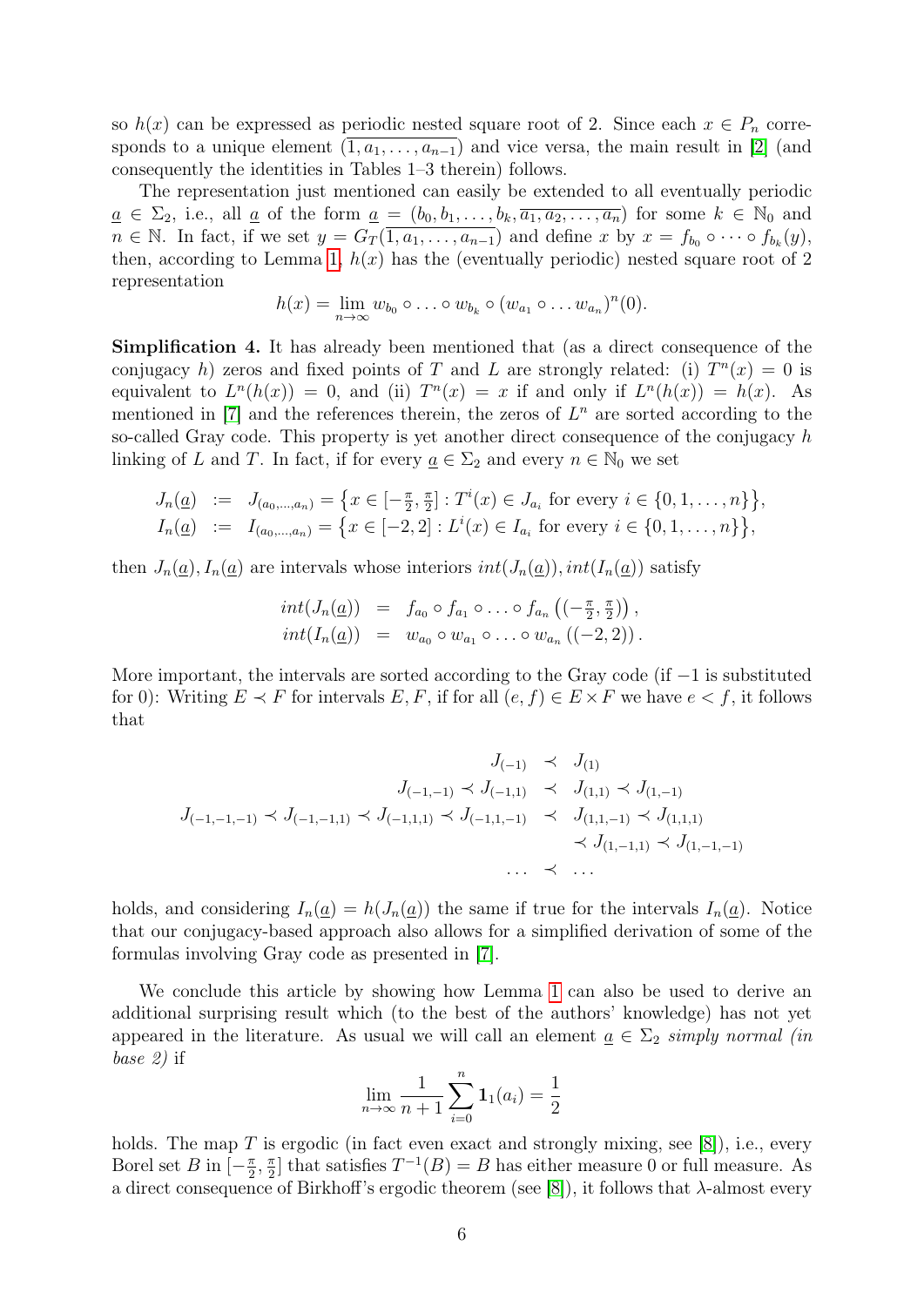so $h(x)$ can be expressed as periodic nested square root of 2. Since each $x \in P_n$ corresponds to a unique element $(\overline{1, a_1, \ldots, a_{n-1}})$ and vice versa, the main result in [2] (and consequently the identities in Tables 1–3 therein) follows.

The representation just mentioned can easily be extended to all eventually periodic $\underline{a} \in \Sigma_2$, i.e., all $\underline{a}$ of the form $\underline{a} = (b_0, b_1, \ldots, b_k, \overline{a_1, a_2, \ldots, a_n})$ for some $k \in \mathbb{N}_0$ and $n \in \mathbb{N}$. In fact, if we set $y = G_T(\overline{1, a_1, \ldots, a_{n-1}})$ and define $x$ by $x = f_{b_0} \circ \cdots \circ f_{b_k}(y)$, then, according to Lemma 1, $h(x)$ has the (eventually periodic) nested square root of 2 representation

$$h(x) = \lim_{n\to\infty} w_{b_0} \circ \ldots \circ w_{b_k} \circ (w_{a_1} \circ \ldots w_{a_n})^n(0).$$

**Simplification 4.** It has already been mentioned that (as a direct consequence of the conjugacy $h$) zeros and fixed points of $T$ and $L$ are strongly related: (i) $T^n(x) = 0$ is equivalent to $L^n(h(x)) = 0$, and (ii) $T^n(x) = x$ if and only if $L^n(h(x)) = h(x)$. As mentioned in [7] and the references therein, the zeros of $L^n$ are sorted according to the so-called Gray code. This property is yet another direct consequence of the conjugacy $h$ linking of $L$ and $T$. In fact, if for every $\underline{a} \in \Sigma_2$ and every $n \in \mathbb{N}_0$ we set

$$\begin{aligned}
J_n(\underline{a}) &:= J_{(a_0,\ldots,a_n)} = \left\{x \in [-\tfrac{\pi}{2}, \tfrac{\pi}{2}] : T^i(x) \in J_{a_i} \text{ for every } i \in \{0, 1, \ldots, n\}\right\}, \\
I_n(\underline{a}) &:= I_{(a_0,\ldots,a_n)} = \left\{x \in [-2, 2] : L^i(x) \in I_{a_i} \text{ for every } i \in \{0, 1, \ldots, n\}\right\},
\end{aligned}$$

then $J_n(\underline{a}), I_n(\underline{a})$ are intervals whose interiors $int(J_n(\underline{a})), int(I_n(\underline{a}))$ satisfy

$$\begin{aligned}
int(J_n(\underline{a})) &= f_{a_0} \circ f_{a_1} \circ \ldots \circ f_{a_n}\left((-\tfrac{\pi}{2}, \tfrac{\pi}{2})\right), \\
int(I_n(\underline{a})) &= w_{a_0} \circ w_{a_1} \circ \ldots \circ w_{a_n}\left((-2, 2)\right).
\end{aligned}$$

More important, the intervals are sorted according to the Gray code (if $-1$ is substituted for 0): Writing $E \prec F$ for intervals $E, F$, if for all $(e, f) \in E \times F$ we have $e < f$, it follows that

$$\begin{aligned}
J_{(-1)} &\prec J_{(1)} \\
J_{(-1,-1)} \prec J_{(-1,1)} &\prec J_{(1,1)} \prec J_{(1,-1)} \\
J_{(-1,-1,-1)} \prec J_{(-1,-1,1)} \prec J_{(-1,1,1)} \prec J_{(-1,1,-1)} &\prec J_{(1,1,-1)} \prec J_{(1,1,1)} \\
&\prec J_{(1,-1,1)} \prec J_{(1,-1,-1)} \\
\ldots &\prec \ldots
\end{aligned}$$

holds, and considering $I_n(\underline{a}) = h(J_n(\underline{a}))$ the same if true for the intervals $I_n(\underline{a})$. Notice that our conjugacy-based approach also allows for a simplified derivation of some of the formulas involving Gray code as presented in [7].

We conclude this article by showing how Lemma 1 can also be used to derive an additional surprising result which (to the best of the authors' knowledge) has not yet appeared in the literature. As usual we will call an element $\underline{a} \in \Sigma_2$ *simply normal (in base 2)* if

$$\lim_{n\to\infty} \frac{1}{n+1} \sum_{i=0}^{n} \mathbf{1}_1(a_i) = \frac{1}{2}$$

holds. The map $T$ is ergodic (in fact even exact and strongly mixing, see [8]), i.e., every Borel set $B$ in $[-\frac{\pi}{2}, \frac{\pi}{2}]$ that satisfies $T^{-1}(B) = B$ has either measure 0 or full measure. As a direct consequence of Birkhoff's ergodic theorem (see [8]), it follows that $\lambda$-almost every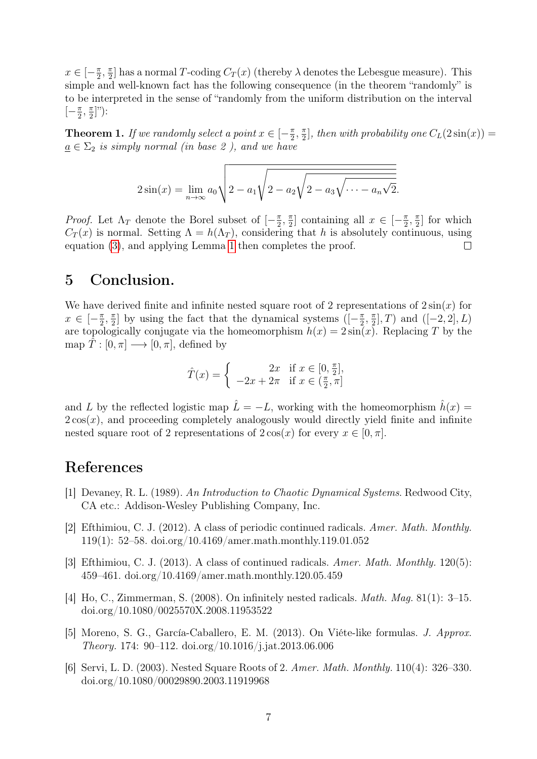$x \in [-\frac{\pi}{2}, \frac{\pi}{2}]$ has a normal $T$-coding $C_T(x)$ (thereby $\lambda$ denotes the Lebesgue measure). This simple and well-known fact has the following consequence (in the theorem "randomly" is to be interpreted in the sense of "randomly from the uniform distribution on the interval $[-\frac{\pi}{2}, \frac{\pi}{2}]$"):

**Theorem 1.** *If we randomly select a point $x \in [-\frac{\pi}{2}, \frac{\pi}{2}]$, then with probability one $C_L(2\sin(x)) = \underline{a} \in \Sigma_2$ is simply normal (in base 2 ), and we have*

$$2\sin(x) = \lim_{n\to\infty} a_0\sqrt{2 - a_1\sqrt{2 - a_2\sqrt{2 - a_3\sqrt{\cdots - a_n\sqrt{2}}}}}.$$

*Proof.* Let $\Lambda_T$ denote the Borel subset of $[-\frac{\pi}{2}, \frac{\pi}{2}]$ containing all $x \in [-\frac{\pi}{2}, \frac{\pi}{2}]$ for which $C_T(x)$ is normal. Setting $\Lambda = h(\Lambda_T)$, considering that $h$ is absolutely continuous, using equation (3), and applying Lemma 1 then completes the proof. □

## 5 Conclusion.

We have derived finite and infinite nested square root of 2 representations of $2\sin(x)$ for $x \in [-\frac{\pi}{2}, \frac{\pi}{2}]$ by using the fact that the dynamical systems $([-\frac{\pi}{2}, \frac{\pi}{2}], T)$ and $([-2, 2], L)$ are topologically conjugate via the homeomorphism $h(x) = 2\sin(x)$. Replacing $T$ by the map $\hat{T} : [0, \pi] \longrightarrow [0, \pi]$, defined by

$$\hat{T}(x) = \begin{cases} 2x & \text{if } x \in [0, \frac{\pi}{2}], \\ -2x + 2\pi & \text{if } x \in (\frac{\pi}{2}, \pi] \end{cases}$$

and $L$ by the reflected logistic map $\hat{L} = -L$, working with the homeomorphism $\hat{h}(x) = 2\cos(x)$, and proceeding completely analogously would directly yield finite and infinite nested square root of 2 representations of $2\cos(x)$ for every $x \in [0, \pi]$.

## References

[1] Devaney, R. L. (1989). *An Introduction to Chaotic Dynamical Systems*. Redwood City, CA etc.: Addison-Wesley Publishing Company, Inc.

[2] Efthimiou, C. J. (2012). A class of periodic continued radicals. *Amer. Math. Monthly.* 119(1): 52–58. doi.org/10.4169/amer.math.monthly.119.01.052

[3] Efthimiou, C. J. (2013). A class of continued radicals. *Amer. Math. Monthly.* 120(5): 459–461. doi.org/10.4169/amer.math.monthly.120.05.459

[4] Ho, C., Zimmerman, S. (2008). On infinitely nested radicals. *Math. Mag.* 81(1): 3–15. doi.org/10.1080/0025570X.2008.11953522

[5] Moreno, S. G., García-Caballero, E. M. (2013). On Viéte-like formulas. *J. Approx. Theory.* 174: 90–112. doi.org/10.1016/j.jat.2013.06.006

[6] Servi, L. D. (2003). Nested Square Roots of 2. *Amer. Math. Monthly.* 110(4): 326–330. doi.org/10.1080/00029890.2003.11919968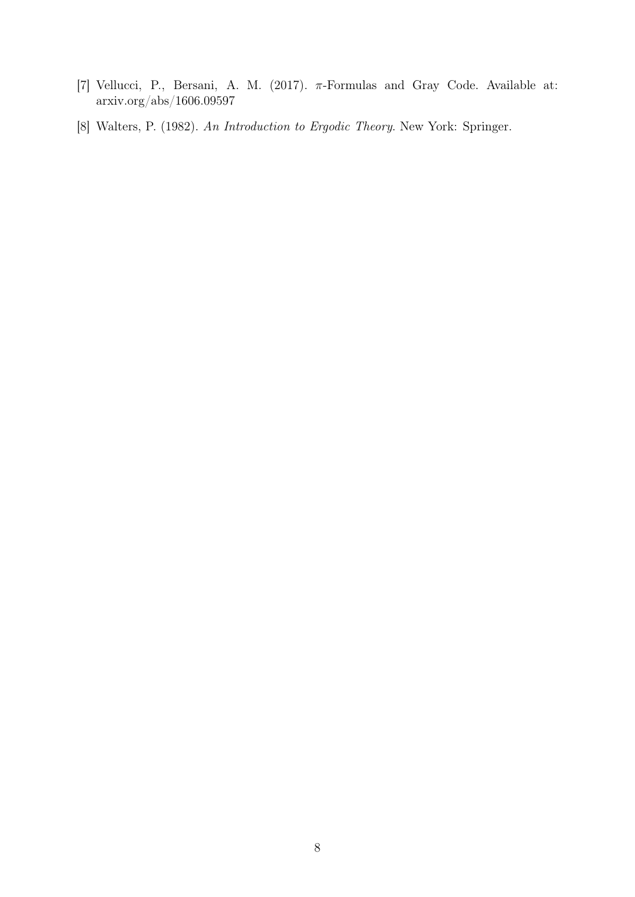[7] Vellucci, P., Bersani, A. M. (2017). $\pi$-Formulas and Gray Code. Available at: arxiv.org/abs/1606.09597

[8] Walters, P. (1982). *An Introduction to Ergodic Theory*. New York: Springer.